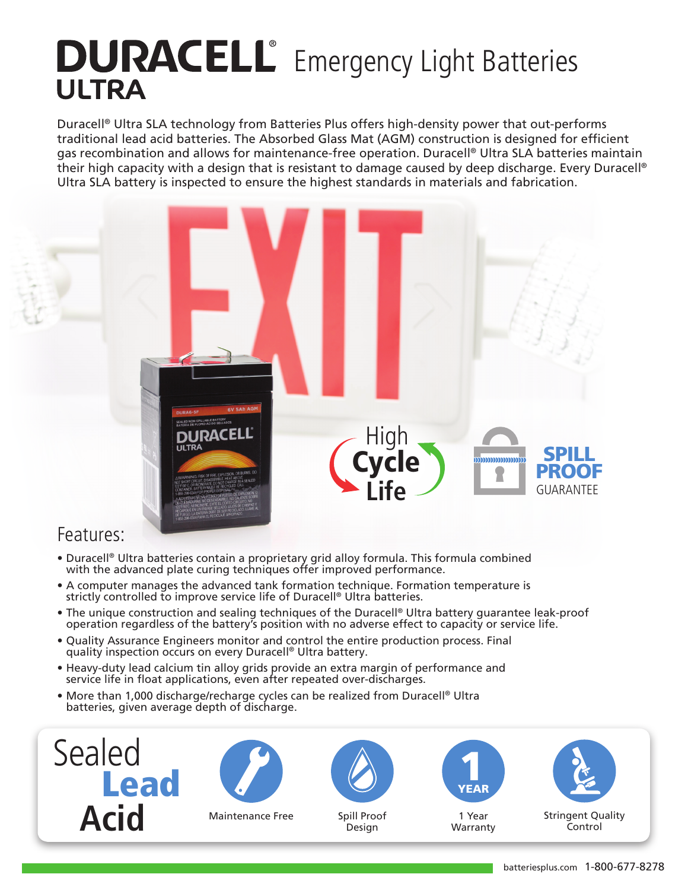# DURACELL® ULTRA Emergency Light Batteries

Duracell® Ultra SLA technology from Batteries Plus offers high-density power that out-performs traditional lead acid batteries. The Absorbed Glass Mat (AGM) construction is designed for efficient gas recombination and allows for maintenance-free operation. Duracell® Ultra SLA batteries maintain their high capacity with a design that is resistant to damage caused by deep discharge. Every Duracell® Ultra SLA battery is inspected to ensure the highest standards in materials and fabrication.

High Cycle Life

SPILL PROOF GUARANTEE

## Features:

- Duracell® Ultra batteries contain a proprietary grid alloy formula. This formula combined with the advanced plate curing techniques offer improved performance.
- A computer manages the advanced tank formation technique. Formation temperature is strictly controlled to improve service life of Duracell® Ultra batteries.
- The unique construction and sealing techniques of the Duracell® Ultra battery guarantee leak-proof operation regardless of the battery's position with no adverse effect to capacity or service life.
- Quality Assurance Engineers monitor and control the entire production process. Final quality inspection occurs on every Duracell® Ultra battery.
- Heavy-duty lead calcium tin alloy grids provide an extra margin of performance and service life in float applications, even after repeated over-discharges.
- More than 1,000 discharge/recharge cycles can be realized from Duracell® Ultra batteries, given average depth of discharge.

Sealed Lead Acid

Maintenance Free

Spill Proof Design

1 Year Warranty

Stringent Quality Control

batteriesplus.com 1-800-677-8278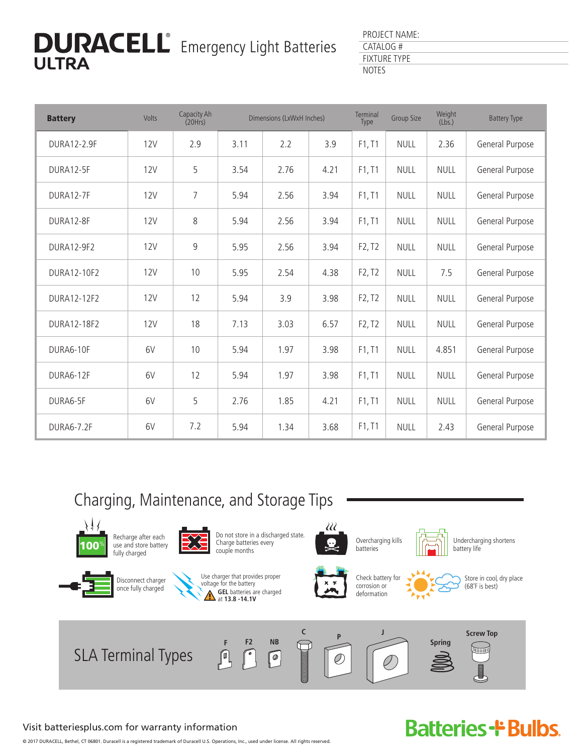# DURACELL ULTRA Emergency Light Batteries

PROJECT NAME:
CATALOG #
FIXTURE TYPE
NOTES

| Battery | Volts | Capacity Ah (20Hrs) | Dimensions (LxWxH Inches) | | | Terminal Type | Group Size | Weight (Lbs.) | Battery Type |
|---|---|---|---|---|---|---|---|---|---|
| DURA12-2.9F | 12V | 2.9 | 3.11 | 2.2 | 3.9 | F1, T1 | NULL | 2.36 | General Purpose |
| DURA12-5F | 12V | 5 | 3.54 | 2.76 | 4.21 | F1, T1 | NULL | NULL | General Purpose |
| DURA12-7F | 12V | 7 | 5.94 | 2.56 | 3.94 | F1, T1 | NULL | NULL | General Purpose |
| DURA12-8F | 12V | 8 | 5.94 | 2.56 | 3.94 | F1, T1 | NULL | NULL | General Purpose |
| DURA12-9F2 | 12V | 9 | 5.95 | 2.56 | 3.94 | F2, T2 | NULL | NULL | General Purpose |
| DURA12-10F2 | 12V | 10 | 5.95 | 2.54 | 4.38 | F2, T2 | NULL | 7.5 | General Purpose |
| DURA12-12F2 | 12V | 12 | 5.94 | 3.9 | 3.98 | F2, T2 | NULL | NULL | General Purpose |
| DURA12-18F2 | 12V | 18 | 7.13 | 3.03 | 6.57 | F2, T2 | NULL | NULL | General Purpose |
| DURA6-10F | 6V | 10 | 5.94 | 1.97 | 3.98 | F1, T1 | NULL | 4.851 | General Purpose |
| DURA6-12F | 6V | 12 | 5.94 | 1.97 | 3.98 | F1, T1 | NULL | NULL | General Purpose |
| DURA6-5F | 6V | 5 | 2.76 | 1.85 | 4.21 | F1, T1 | NULL | NULL | General Purpose |
| DURA6-7.2F | 6V | 7.2 | 5.94 | 1.34 | 3.68 | F1, T1 | NULL | 2.43 | General Purpose |

## Charging, Maintenance, and Storage Tips

- Recharge after each use and store battery fully charged
- Do not store in a discharged state. Charge batteries every couple months
- Overcharging kills batteries
- Undercharging shortens battery life
- Disconnect charger once fully charged
- Use charger that provides proper voltage for the battery
  **GEL** batteries are charged at **13.8 -14.1V**
- Check battery for corrosion or deformation
- Store in cool, dry place (68˚F is best)

## SLA Terminal Types

F, F2, NB, C, P, J, Spring, Screw Top

Visit batteriesplus.com for warranty information

© 2017 DURACELL, Bethel, CT 06801. Duracell is a registered trademark of Duracell U.S. Operations, Inc., used under license. All rights reserved.

Batteries+Bulbs